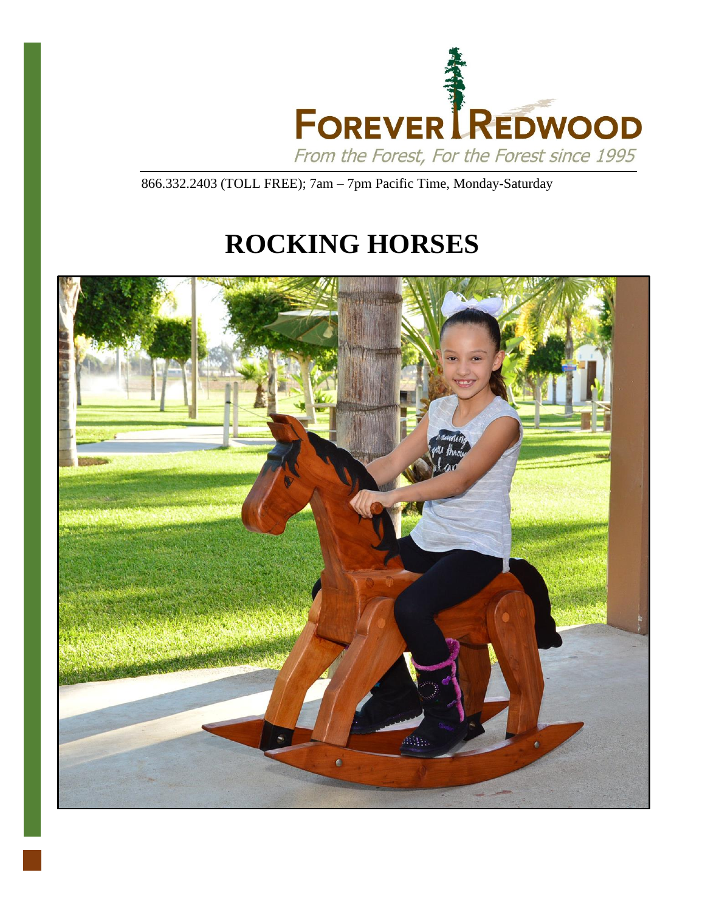FOREVER REDWOOD

From the Forest, For the Forest since 1995

866.332.2403 (TOLL FREE); 7am – 7pm Pacific Time, Monday-Saturday

# ROCKING HORSES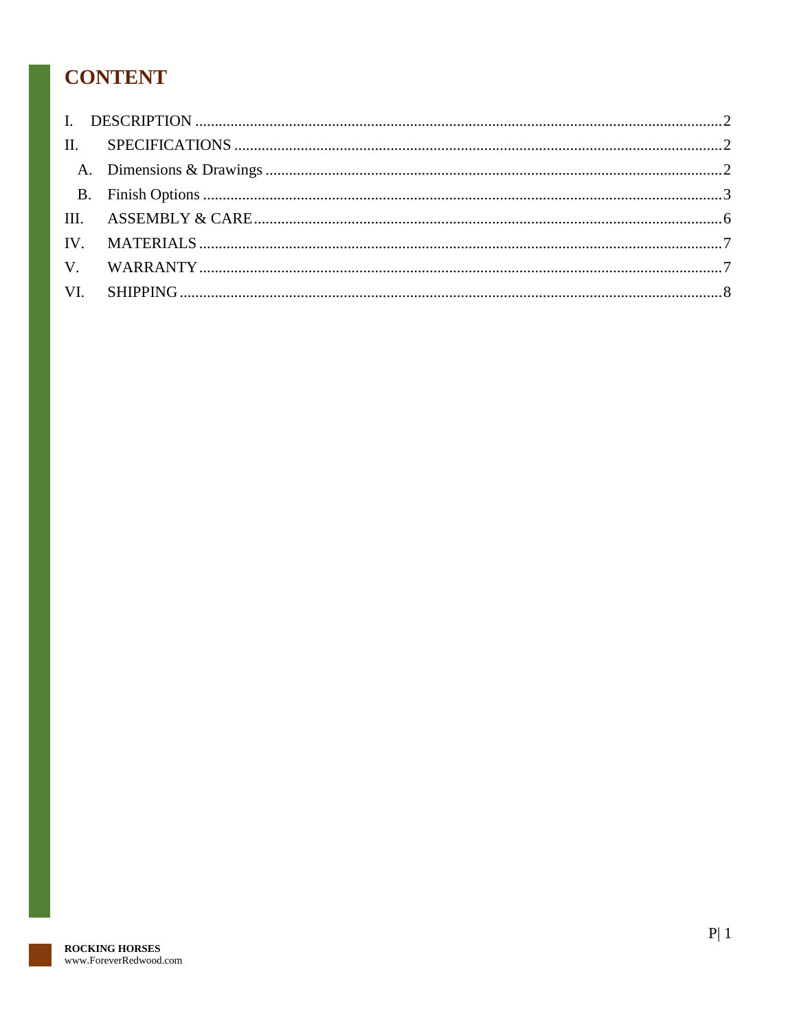# CONTENT

I. DESCRIPTION .......... 2
II. SPECIFICATIONS .......... 2
  A. Dimensions & Drawings .......... 2
  B. Finish Options .......... 3
III. ASSEMBLY & CARE .......... 6
IV. MATERIALS .......... 7
V. WARRANTY .......... 7
VI. SHIPPING .......... 8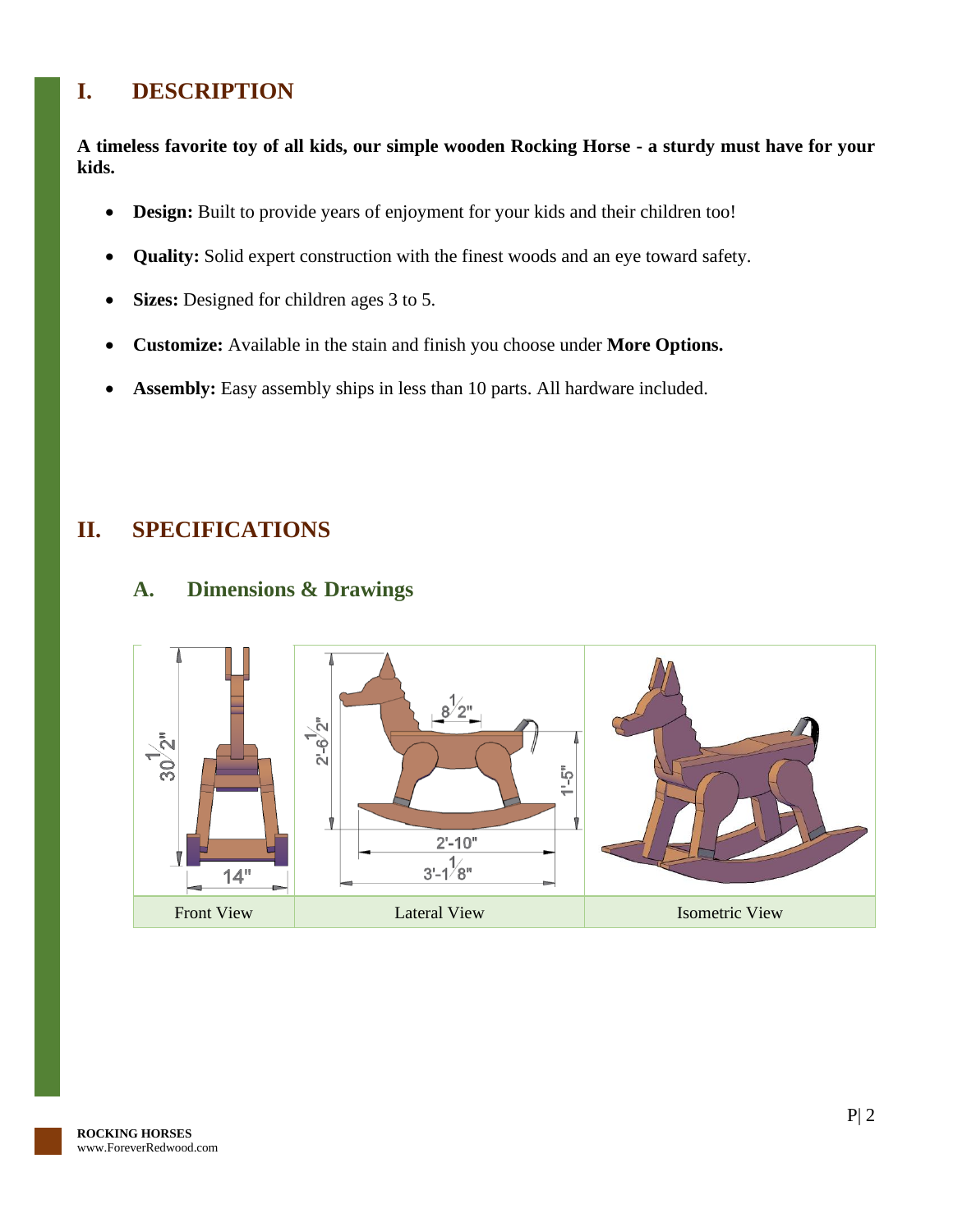# I. DESCRIPTION

**A timeless favorite toy of all kids, our simple wooden Rocking Horse - a sturdy must have for your kids.**

- **Design:** Built to provide years of enjoyment for your kids and their children too!
- **Quality:** Solid expert construction with the finest woods and an eye toward safety.
- **Sizes:** Designed for children ages 3 to 5.
- **Customize:** Available in the stain and finish you choose under **More Options.**
- **Assembly:** Easy assembly ships in less than 10 parts. All hardware included.

# II. SPECIFICATIONS

## A. Dimensions & Drawings

| Front View | Lateral View | Isometric View |
|---|---|---|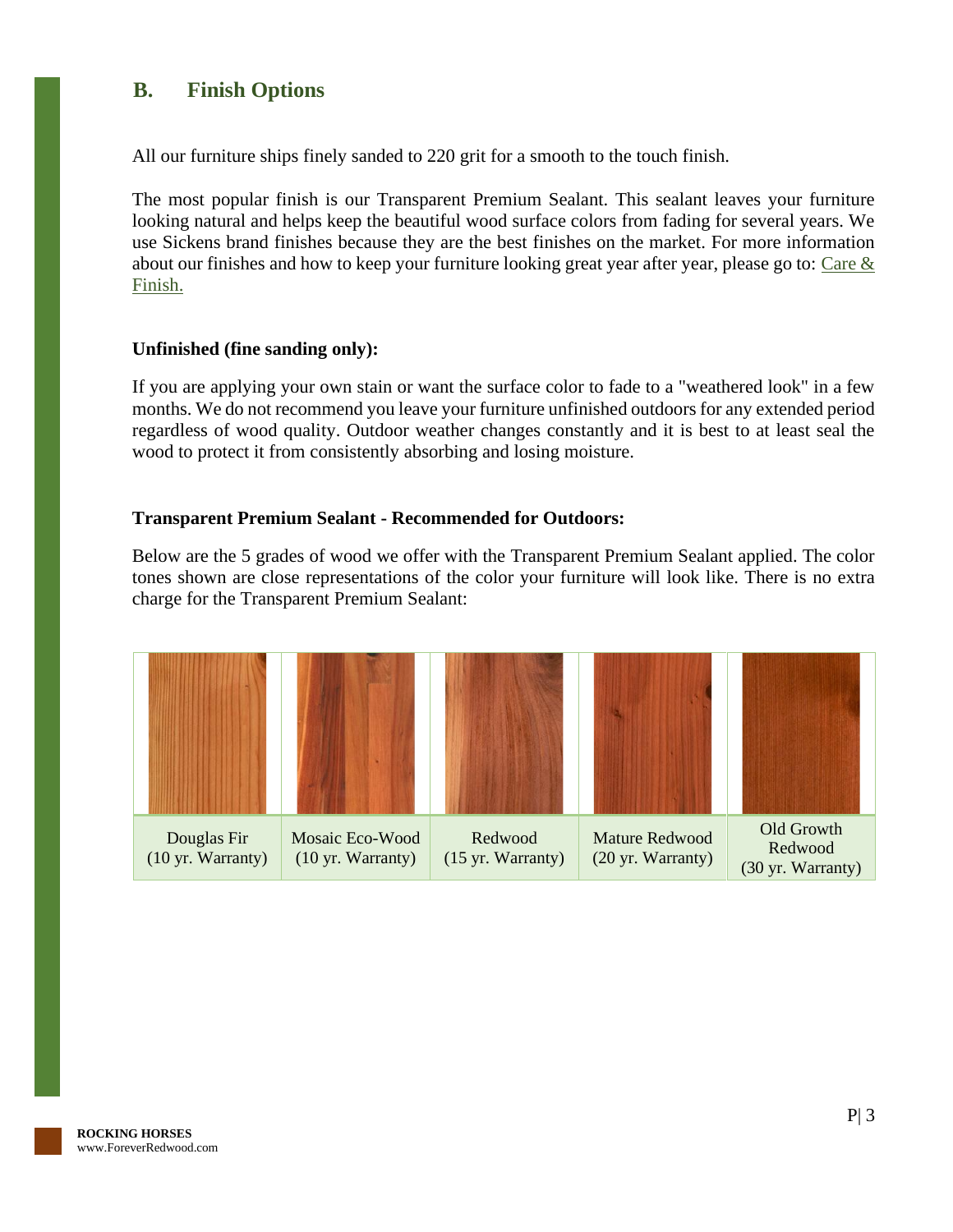## B. Finish Options

All our furniture ships finely sanded to 220 grit for a smooth to the touch finish.

The most popular finish is our Transparent Premium Sealant. This sealant leaves your furniture looking natural and helps keep the beautiful wood surface colors from fading for several years. We use Sickens brand finishes because they are the best finishes on the market. For more information about our finishes and how to keep your furniture looking great year after year, please go to: Care & Finish.

**Unfinished (fine sanding only):**

If you are applying your own stain or want the surface color to fade to a "weathered look" in a few months. We do not recommend you leave your furniture unfinished outdoors for any extended period regardless of wood quality. Outdoor weather changes constantly and it is best to at least seal the wood to protect it from consistently absorbing and losing moisture.

**Transparent Premium Sealant - Recommended for Outdoors:**

Below are the 5 grades of wood we offer with the Transparent Premium Sealant applied. The color tones shown are close representations of the color your furniture will look like. There is no extra charge for the Transparent Premium Sealant:

| Douglas Fir (10 yr. Warranty) | Mosaic Eco-Wood (10 yr. Warranty) | Redwood (15 yr. Warranty) | Mature Redwood (20 yr. Warranty) | Old Growth Redwood (30 yr. Warranty) |
|---|---|---|---|---|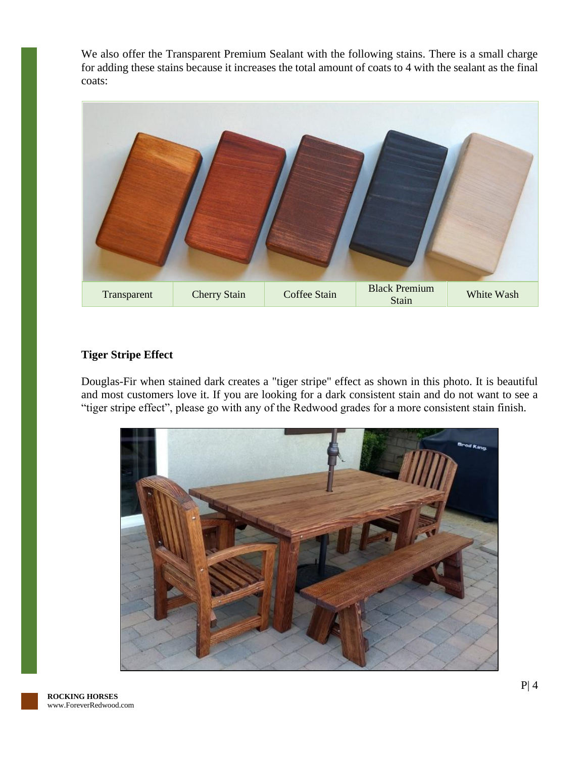We also offer the Transparent Premium Sealant with the following stains. There is a small charge for adding these stains because it increases the total amount of coats to 4 with the sealant as the final coats:

| Transparent | Cherry Stain | Coffee Stain | Black Premium Stain | White Wash |
|---|---|---|---|---|

**Tiger Stripe Effect**

Douglas-Fir when stained dark creates a "tiger stripe" effect as shown in this photo. It is beautiful and most customers love it. If you are looking for a dark consistent stain and do not want to see a "tiger stripe effect", please go with any of the Redwood grades for a more consistent stain finish.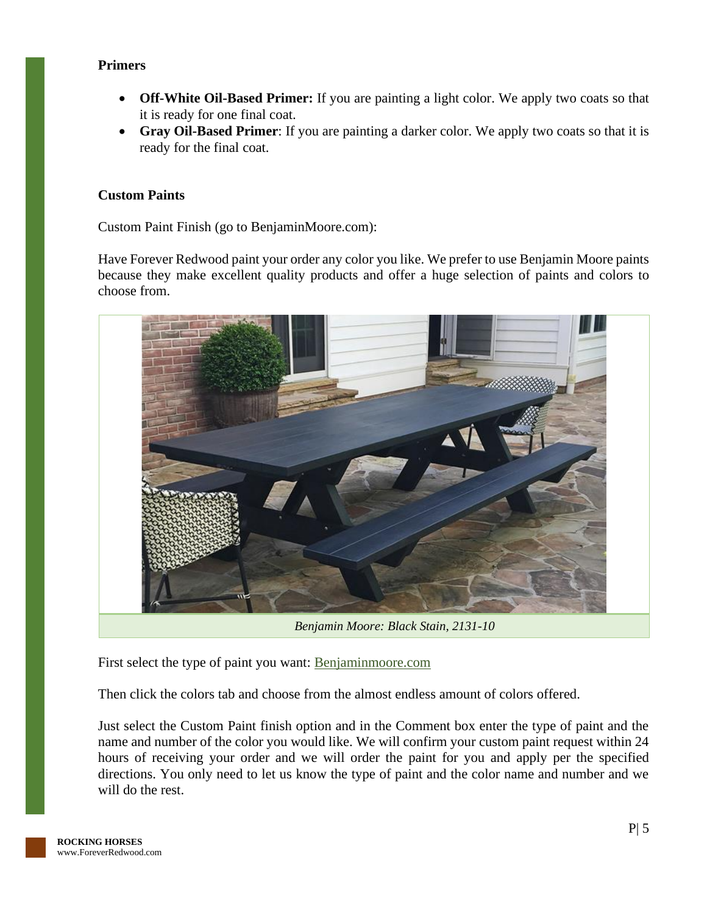### Primers

- **Off-White Oil-Based Primer:** If you are painting a light color. We apply two coats so that it is ready for one final coat.
- **Gray Oil-Based Primer**: If you are painting a darker color. We apply two coats so that it is ready for the final coat.

### Custom Paints

Custom Paint Finish (go to BenjaminMoore.com):

Have Forever Redwood paint your order any color you like. We prefer to use Benjamin Moore paints because they make excellent quality products and offer a huge selection of paints and colors to choose from.

*Benjamin Moore: Black Stain, 2131-10*

First select the type of paint you want: Benjaminmoore.com

Then click the colors tab and choose from the almost endless amount of colors offered.

Just select the Custom Paint finish option and in the Comment box enter the type of paint and the name and number of the color you would like. We will confirm your custom paint request within 24 hours of receiving your order and we will order the paint for you and apply per the specified directions. You only need to let us know the type of paint and the color name and number and we will do the rest.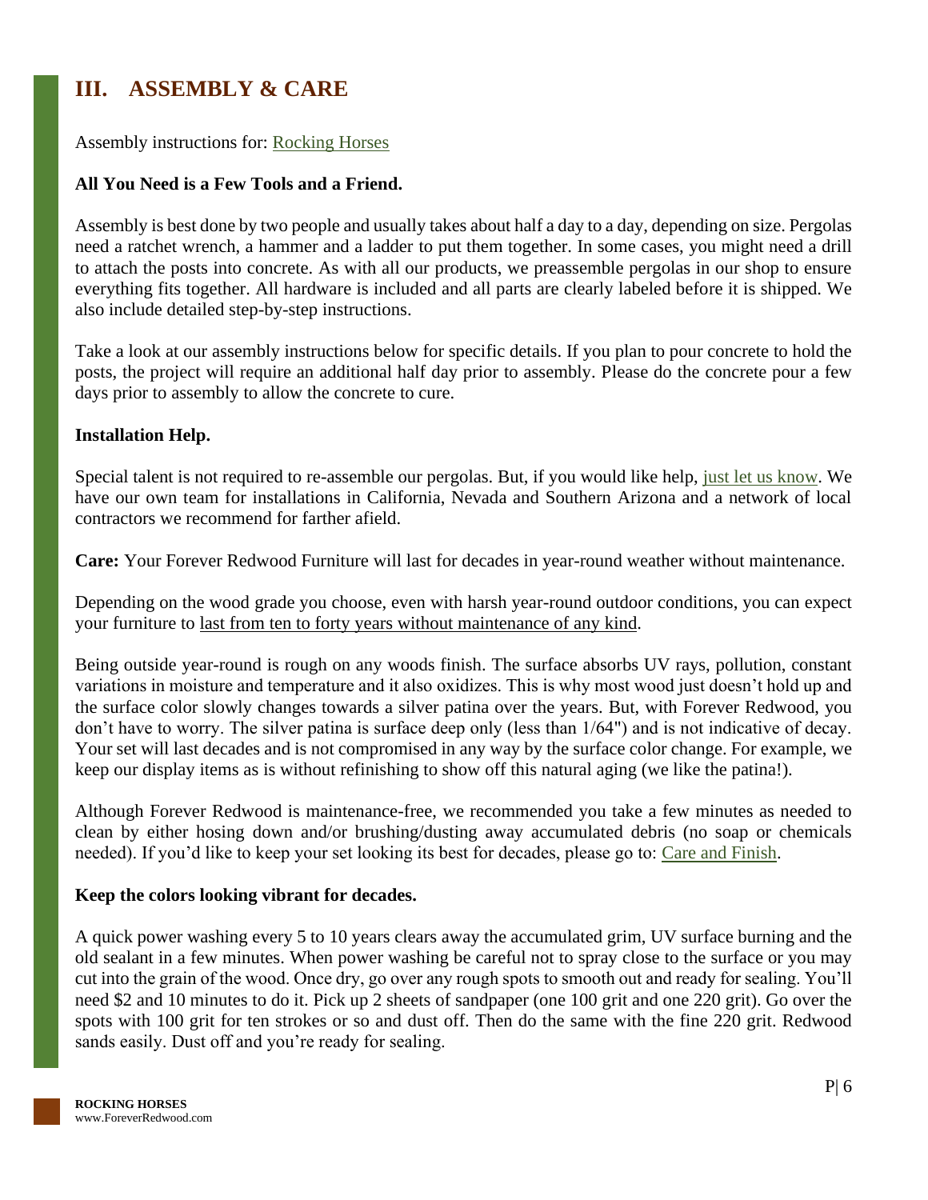# III. ASSEMBLY & CARE

Assembly instructions for: Rocking Horses

**All You Need is a Few Tools and a Friend.**

Assembly is best done by two people and usually takes about half a day to a day, depending on size. Pergolas need a ratchet wrench, a hammer and a ladder to put them together. In some cases, you might need a drill to attach the posts into concrete. As with all our products, we preassemble pergolas in our shop to ensure everything fits together. All hardware is included and all parts are clearly labeled before it is shipped. We also include detailed step-by-step instructions.

Take a look at our assembly instructions below for specific details. If you plan to pour concrete to hold the posts, the project will require an additional half day prior to assembly. Please do the concrete pour a few days prior to assembly to allow the concrete to cure.

**Installation Help.**

Special talent is not required to re-assemble our pergolas. But, if you would like help, just let us know. We have our own team for installations in California, Nevada and Southern Arizona and a network of local contractors we recommend for farther afield.

**Care:** Your Forever Redwood Furniture will last for decades in year-round weather without maintenance.

Depending on the wood grade you choose, even with harsh year-round outdoor conditions, you can expect your furniture to last from ten to forty years without maintenance of any kind.

Being outside year-round is rough on any woods finish. The surface absorbs UV rays, pollution, constant variations in moisture and temperature and it also oxidizes. This is why most wood just doesn't hold up and the surface color slowly changes towards a silver patina over the years. But, with Forever Redwood, you don't have to worry. The silver patina is surface deep only (less than 1/64") and is not indicative of decay. Your set will last decades and is not compromised in any way by the surface color change. For example, we keep our display items as is without refinishing to show off this natural aging (we like the patina!).

Although Forever Redwood is maintenance-free, we recommended you take a few minutes as needed to clean by either hosing down and/or brushing/dusting away accumulated debris (no soap or chemicals needed). If you'd like to keep your set looking its best for decades, please go to: Care and Finish.

**Keep the colors looking vibrant for decades.**

A quick power washing every 5 to 10 years clears away the accumulated grim, UV surface burning and the old sealant in a few minutes. When power washing be careful not to spray close to the surface or you may cut into the grain of the wood. Once dry, go over any rough spots to smooth out and ready for sealing. You'll need \$2 and 10 minutes to do it. Pick up 2 sheets of sandpaper (one 100 grit and one 220 grit). Go over the spots with 100 grit for ten strokes or so and dust off. Then do the same with the fine 220 grit. Redwood sands easily. Dust off and you're ready for sealing.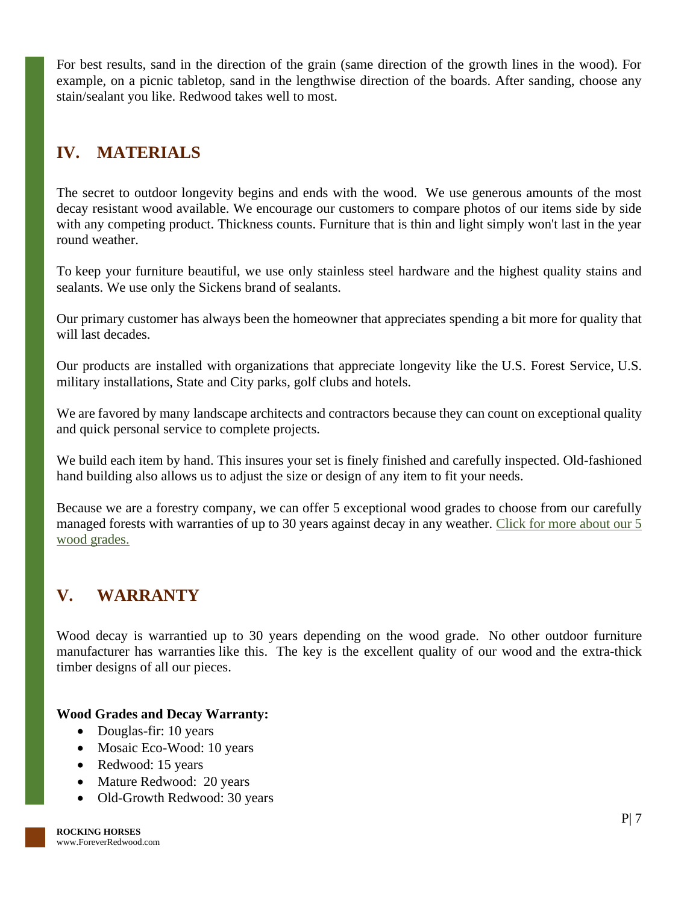For best results, sand in the direction of the grain (same direction of the growth lines in the wood). For example, on a picnic tabletop, sand in the lengthwise direction of the boards. After sanding, choose any stain/sealant you like. Redwood takes well to most.

## IV. MATERIALS

The secret to outdoor longevity begins and ends with the wood. We use generous amounts of the most decay resistant wood available. We encourage our customers to compare photos of our items side by side with any competing product. Thickness counts. Furniture that is thin and light simply won't last in the year round weather.

To keep your furniture beautiful, we use only stainless steel hardware and the highest quality stains and sealants. We use only the Sickens brand of sealants.

Our primary customer has always been the homeowner that appreciates spending a bit more for quality that will last decades.

Our products are installed with organizations that appreciate longevity like the U.S. Forest Service, U.S. military installations, State and City parks, golf clubs and hotels.

We are favored by many landscape architects and contractors because they can count on exceptional quality and quick personal service to complete projects.

We build each item by hand. This insures your set is finely finished and carefully inspected. Old-fashioned hand building also allows us to adjust the size or design of any item to fit your needs.

Because we are a forestry company, we can offer 5 exceptional wood grades to choose from our carefully managed forests with warranties of up to 30 years against decay in any weather. Click for more about our 5 wood grades.

## V. WARRANTY

Wood decay is warrantied up to 30 years depending on the wood grade. No other outdoor furniture manufacturer has warranties like this. The key is the excellent quality of our wood and the extra-thick timber designs of all our pieces.

**Wood Grades and Decay Warranty:**

- Douglas-fir: 10 years
- Mosaic Eco-Wood: 10 years
- Redwood: 15 years
- Mature Redwood: 20 years
- Old-Growth Redwood: 30 years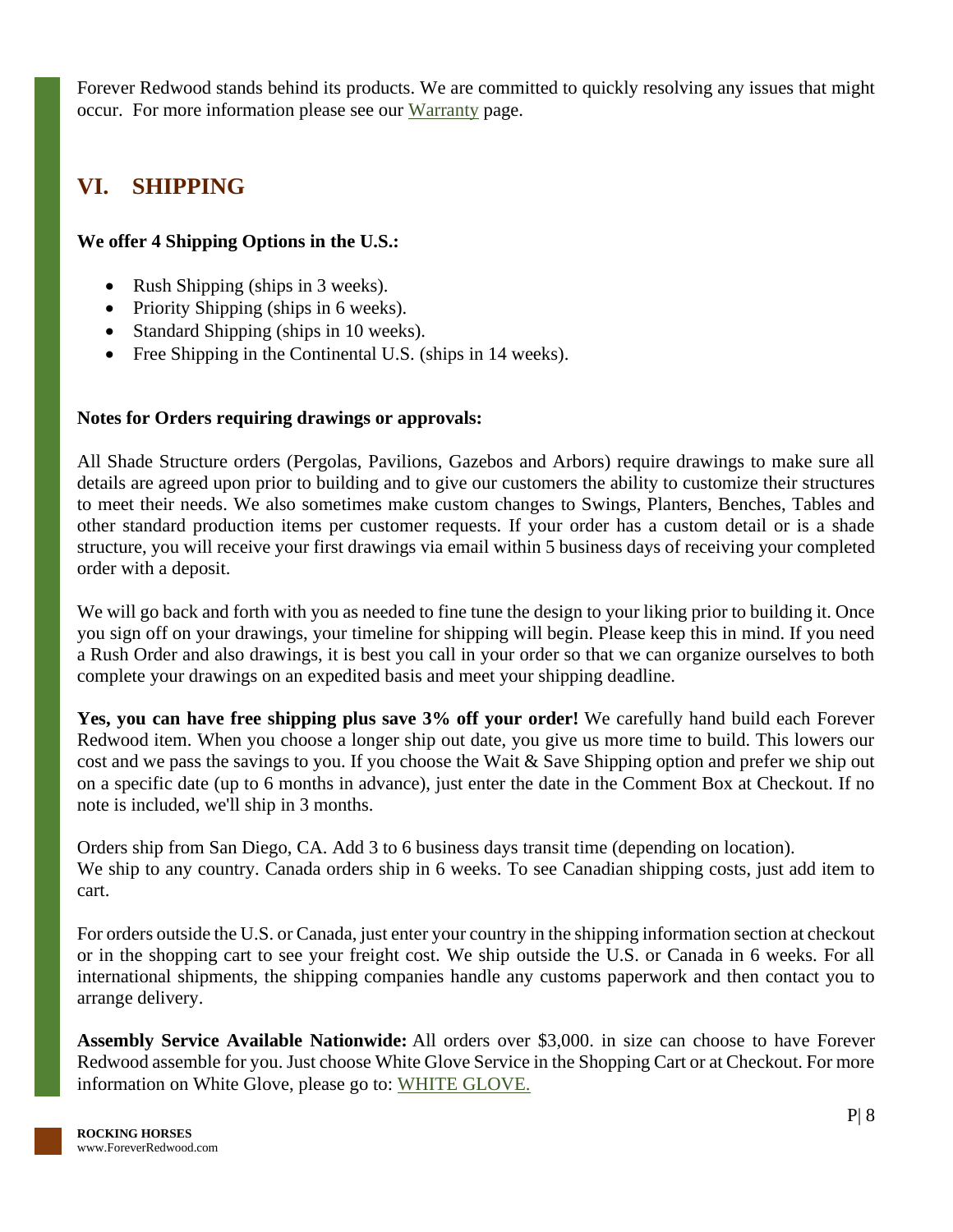Forever Redwood stands behind its products. We are committed to quickly resolving any issues that might occur. For more information please see our Warranty page.

## VI. SHIPPING

**We offer 4 Shipping Options in the U.S.:**

- Rush Shipping (ships in 3 weeks).
- Priority Shipping (ships in 6 weeks).
- Standard Shipping (ships in 10 weeks).
- Free Shipping in the Continental U.S. (ships in 14 weeks).

**Notes for Orders requiring drawings or approvals:**

All Shade Structure orders (Pergolas, Pavilions, Gazebos and Arbors) require drawings to make sure all details are agreed upon prior to building and to give our customers the ability to customize their structures to meet their needs. We also sometimes make custom changes to Swings, Planters, Benches, Tables and other standard production items per customer requests. If your order has a custom detail or is a shade structure, you will receive your first drawings via email within 5 business days of receiving your completed order with a deposit.

We will go back and forth with you as needed to fine tune the design to your liking prior to building it. Once you sign off on your drawings, your timeline for shipping will begin. Please keep this in mind. If you need a Rush Order and also drawings, it is best you call in your order so that we can organize ourselves to both complete your drawings on an expedited basis and meet your shipping deadline.

**Yes, you can have free shipping plus save 3% off your order!** We carefully hand build each Forever Redwood item. When you choose a longer ship out date, you give us more time to build. This lowers our cost and we pass the savings to you. If you choose the Wait & Save Shipping option and prefer we ship out on a specific date (up to 6 months in advance), just enter the date in the Comment Box at Checkout. If no note is included, we'll ship in 3 months.

Orders ship from San Diego, CA. Add 3 to 6 business days transit time (depending on location).
We ship to any country. Canada orders ship in 6 weeks. To see Canadian shipping costs, just add item to cart.

For orders outside the U.S. or Canada, just enter your country in the shipping information section at checkout or in the shopping cart to see your freight cost. We ship outside the U.S. or Canada in 6 weeks. For all international shipments, the shipping companies handle any customs paperwork and then contact you to arrange delivery.

**Assembly Service Available Nationwide:** All orders over $3,000. in size can choose to have Forever Redwood assemble for you. Just choose White Glove Service in the Shopping Cart or at Checkout. For more information on White Glove, please go to: WHITE GLOVE.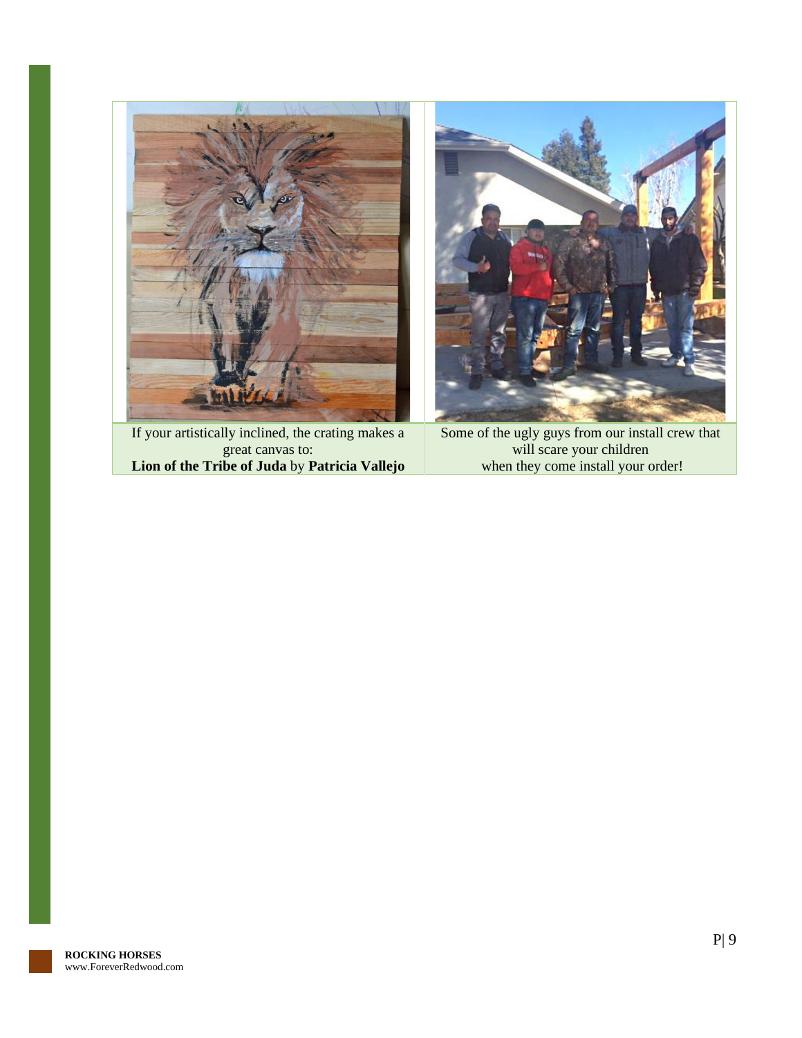If your artistically inclined, the crating makes a great canvas to:
**Lion of the Tribe of Juda** by **Patricia Vallejo**

Some of the ugly guys from our install crew that will scare your children when they come install your order!